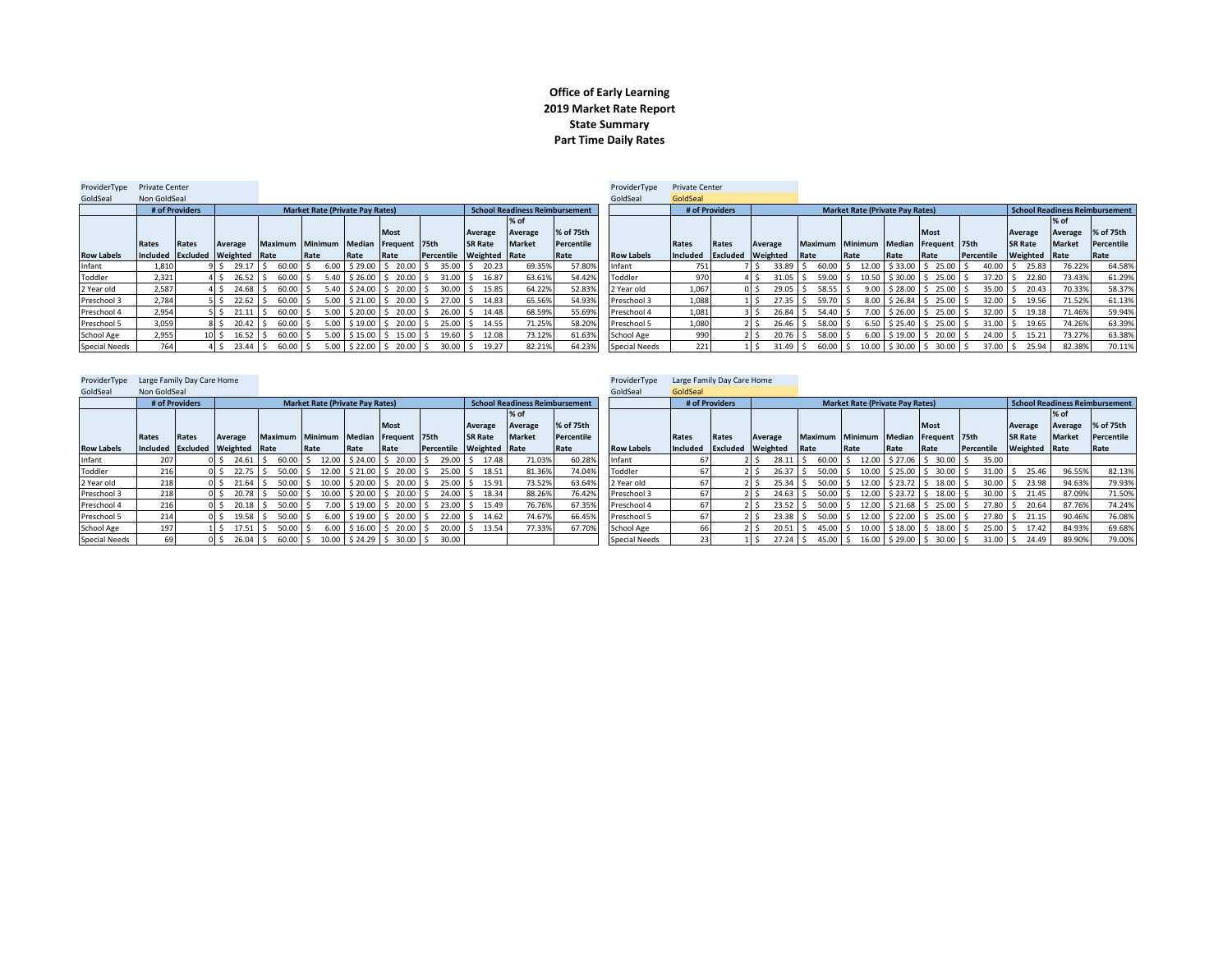# Office of Early Learning
## 2019 Market Rate Report
### State Summary
### Part Time Daily Rates

ProviderType: Private Center
GoldSeal: Non GoldSeal

| | # of Providers | | Market Rate (Private Pay Rates) | | | | | | School Readiness Reimbursement | | |
|---|---|---|---|---|---|---|---|---|---|---|---|
| Row Labels | Rates Included | Rates Excluded | Average Weighted | Maximum Rate | Minimum Rate | Median Rate | Most Frequent Rate | 75th Percentile | Average SR Rate Weighted | % of Average Market Rate | % of 75th Percentile Rate |
| Infant | 1,810 | 9 | $ 29.17 | $ 60.00 | $ 6.00 | $ 29.00 | $ 20.00 | $ 35.00 | $ 20.23 | 69.35% | 57.80% |
| Toddler | 2,321 | 4 | $ 26.52 | $ 60.00 | $ 5.40 | $ 26.00 | $ 20.00 | $ 31.00 | $ 16.87 | 63.61% | 54.42% |
| 2 Year old | 2,587 | 4 | $ 24.68 | $ 60.00 | $ 5.40 | $ 24.00 | $ 20.00 | $ 30.00 | $ 15.85 | 64.22% | 52.83% |
| Preschool 3 | 2,784 | 5 | $ 22.62 | $ 60.00 | $ 5.00 | $ 21.00 | $ 20.00 | $ 27.00 | $ 14.83 | 65.56% | 54.93% |
| Preschool 4 | 2,954 | 5 | $ 21.11 | $ 60.00 | $ 5.00 | $ 20.00 | $ 20.00 | $ 26.00 | $ 14.48 | 68.59% | 55.69% |
| Preschool 5 | 3,059 | 8 | $ 20.42 | $ 60.00 | $ 5.00 | $ 19.00 | $ 20.00 | $ 25.00 | $ 14.55 | 71.25% | 58.20% |
| School Age | 2,955 | 10 | $ 16.52 | $ 60.00 | $ 5.00 | $ 15.00 | $ 15.00 | $ 19.60 | $ 12.08 | 73.12% | 61.63% |
| Special Needs | 764 | 4 | $ 23.44 | $ 60.00 | $ 5.00 | $ 22.00 | $ 20.00 | $ 30.00 | $ 19.27 | 82.21% | 64.23% |

ProviderType: Private Center
GoldSeal: GoldSeal

| | # of Providers | | Market Rate (Private Pay Rates) | | | | | | School Readiness Reimbursement | | |
|---|---|---|---|---|---|---|---|---|---|---|---|
| Row Labels | Rates Included | Rates Excluded | Average Weighted | Maximum Rate | Minimum Rate | Median Rate | Most Frequent Rate | 75th Percentile | Average SR Rate Weighted | % of Average Market Rate | % of 75th Percentile Rate |
| Infant | 751 | 7 | $ 33.89 | $ 60.00 | $ 12.00 | $ 33.00 | $ 25.00 | $ 40.00 | $ 25.83 | 76.22% | 64.58% |
| Toddler | 970 | 4 | $ 31.05 | $ 59.00 | $ 10.50 | $ 30.00 | $ 25.00 | $ 37.20 | $ 22.80 | 73.43% | 61.29% |
| 2 Year old | 1,067 | 0 | $ 29.05 | $ 58.55 | $ 9.00 | $ 28.00 | $ 25.00 | $ 35.00 | $ 20.43 | 70.33% | 58.37% |
| Preschool 3 | 1,088 | 1 | $ 27.35 | $ 59.70 | $ 8.00 | $ 26.84 | $ 25.00 | $ 32.00 | $ 19.56 | 71.52% | 61.13% |
| Preschool 4 | 1,081 | 3 | $ 26.84 | $ 54.40 | $ 7.00 | $ 26.00 | $ 25.00 | $ 32.00 | $ 19.18 | 71.46% | 59.94% |
| Preschool 5 | 1,080 | 2 | $ 26.46 | $ 58.00 | $ 6.50 | $ 25.40 | $ 25.00 | $ 31.00 | $ 19.65 | 74.26% | 63.39% |
| School Age | 990 | 2 | $ 20.76 | $ 58.00 | $ 6.00 | $ 19.00 | $ 20.00 | $ 24.00 | $ 15.21 | 73.27% | 63.38% |
| Special Needs | 221 | 1 | $ 31.49 | $ 60.00 | $ 10.00 | $ 30.00 | $ 30.00 | $ 37.00 | $ 25.94 | 82.38% | 70.11% |

ProviderType: Large Family Day Care Home
GoldSeal: Non GoldSeal

| | # of Providers | | Market Rate (Private Pay Rates) | | | | | | School Readiness Reimbursement | | |
|---|---|---|---|---|---|---|---|---|---|---|---|
| Row Labels | Rates Included | Rates Excluded | Average Weighted | Maximum Rate | Minimum Rate | Median Rate | Most Frequent Rate | 75th Percentile | Average SR Rate Weighted | % of Average Market Rate | % of 75th Percentile Rate |
| Infant | 207 | 0 | $ 24.61 | $ 60.00 | $ 12.00 | $ 24.00 | $ 20.00 | $ 29.00 | $ 17.48 | 71.03% | 60.28% |
| Toddler | 216 | 0 | $ 22.75 | $ 50.00 | $ 12.00 | $ 21.00 | $ 20.00 | $ 25.00 | $ 18.51 | 81.36% | 74.04% |
| 2 Year old | 218 | 0 | $ 21.64 | $ 50.00 | $ 10.00 | $ 20.00 | $ 20.00 | $ 25.00 | $ 15.91 | 73.52% | 63.64% |
| Preschool 3 | 218 | 0 | $ 20.78 | $ 50.00 | $ 10.00 | $ 20.00 | $ 20.00 | $ 24.00 | $ 18.34 | 88.26% | 76.42% |
| Preschool 4 | 216 | 0 | $ 20.18 | $ 50.00 | $ 7.00 | $ 19.00 | $ 20.00 | $ 23.00 | $ 15.49 | 76.76% | 67.35% |
| Preschool 5 | 214 | 0 | $ 19.58 | $ 50.00 | $ 6.00 | $ 19.00 | $ 20.00 | $ 22.00 | $ 14.62 | 74.67% | 66.45% |
| School Age | 197 | 1 | $ 17.51 | $ 50.00 | $ 6.00 | $ 16.00 | $ 20.00 | $ 20.00 | $ 13.54 | 77.33% | 67.70% |
| Special Needs | 69 | 0 | $ 26.04 | $ 60.00 | $ 10.00 | $ 24.29 | $ 30.00 | $ 30.00 | | | |

ProviderType: Large Family Day Care Home
GoldSeal: GoldSeal

| | # of Providers | | Market Rate (Private Pay Rates) | | | | | | School Readiness Reimbursement | | |
|---|---|---|---|---|---|---|---|---|---|---|---|
| Row Labels | Rates Included | Rates Excluded | Average Weighted | Maximum Rate | Minimum Rate | Median Rate | Most Frequent Rate | 75th Percentile | Average SR Rate Weighted | % of Average Market Rate | % of 75th Percentile Rate |
| Infant | 67 | 2 | $ 28.11 | $ 60.00 | $ 12.00 | $ 27.06 | $ 30.00 | $ 35.00 | | | |
| Toddler | 67 | 2 | $ 26.37 | $ 50.00 | $ 10.00 | $ 25.00 | $ 30.00 | $ 31.00 | $ 25.46 | 96.55% | 82.13% |
| 2 Year old | 67 | 2 | $ 25.34 | $ 50.00 | $ 12.00 | $ 23.72 | $ 18.00 | $ 30.00 | $ 23.98 | 94.63% | 79.93% |
| Preschool 3 | 67 | 2 | $ 24.63 | $ 50.00 | $ 12.00 | $ 23.72 | $ 18.00 | $ 30.00 | $ 21.45 | 87.09% | 71.50% |
| Preschool 4 | 67 | 2 | $ 23.52 | $ 50.00 | $ 12.00 | $ 21.68 | $ 25.00 | $ 27.80 | $ 20.64 | 87.76% | 74.24% |
| Preschool 5 | 67 | 2 | $ 23.38 | $ 50.00 | $ 12.00 | $ 22.00 | $ 25.00 | $ 27.80 | $ 21.15 | 90.46% | 76.08% |
| School Age | 66 | 2 | $ 20.51 | $ 45.00 | $ 10.00 | $ 18.00 | $ 18.00 | $ 25.00 | $ 17.42 | 84.93% | 69.68% |
| Special Needs | 23 | 1 | $ 27.24 | $ 45.00 | $ 16.00 | $ 29.00 | $ 30.00 | $ 31.00 | $ 24.49 | 89.90% | 79.00% |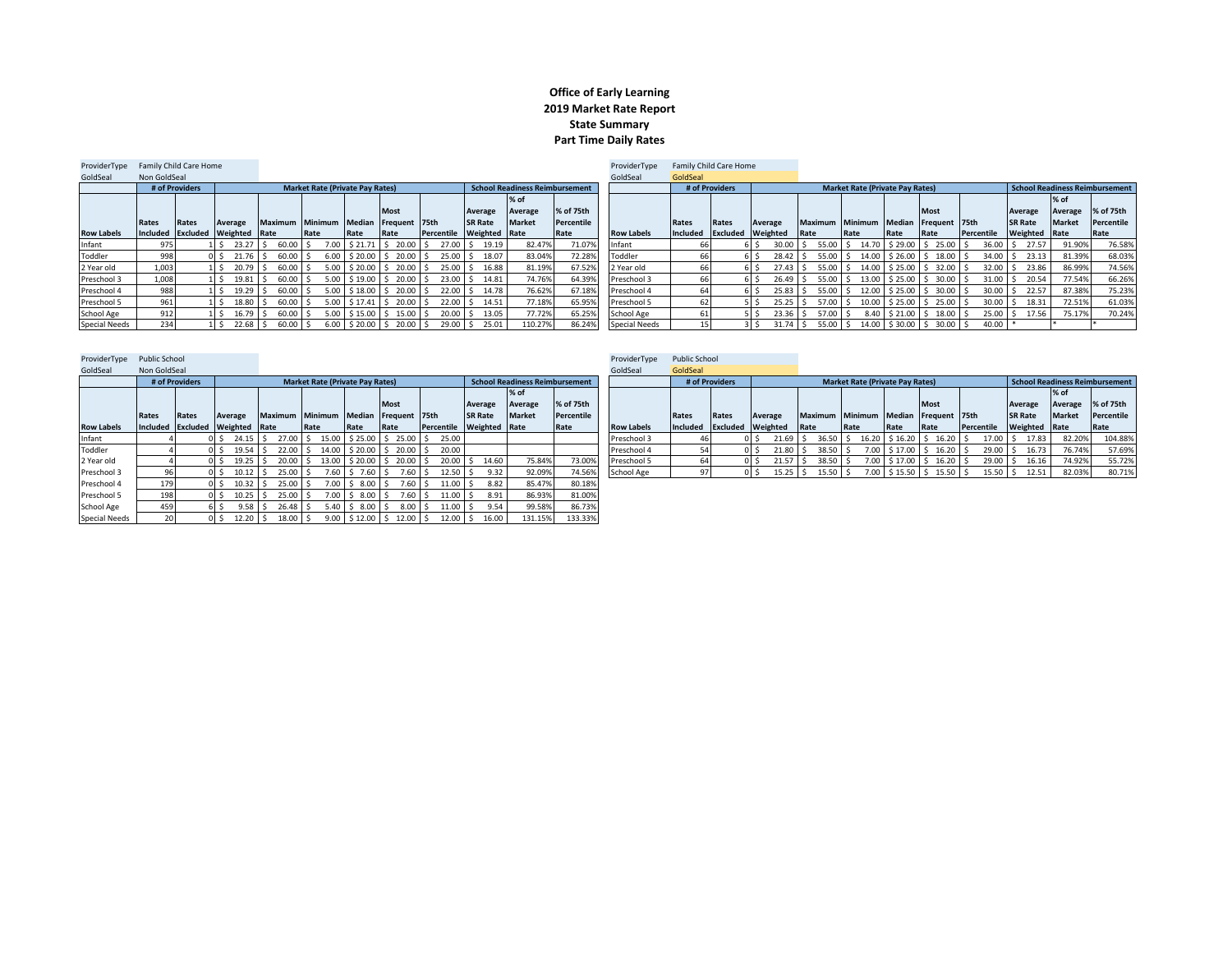**Office of Early Learning**
**2019 Market Rate Report**
**State Summary**
**Part Time Daily Rates**

ProviderType: Family Child Care Home
GoldSeal: Non GoldSeal

| | # of Providers | | Market Rate (Private Pay Rates) | | | | | | School Readiness Reimbursement | | |
|---|---|---|---|---|---|---|---|---|---|---|---|
| Row Labels | Rates Included | Rates Excluded | Average Weighted | Maximum Rate | Minimum Rate | Median Rate | Most Frequent Rate | 75th Percentile | Average SR Rate Weighted | % of Average Market Rate | % of 75th Percentile Rate |
| Infant | 975 | 1 | $ 23.27 | $ 60.00 | $ 7.00 | $ 21.71 | $ 20.00 | $ 27.00 | $ 19.19 | 82.47% | 71.07% |
| Toddler | 998 | 0 | $ 21.76 | $ 60.00 | $ 6.00 | $ 20.00 | $ 20.00 | $ 25.00 | $ 18.07 | 83.04% | 72.28% |
| 2 Year old | 1,003 | 1 | $ 20.79 | $ 60.00 | $ 5.00 | $ 20.00 | $ 20.00 | $ 25.00 | $ 16.88 | 81.19% | 67.52% |
| Preschool 3 | 1,008 | 1 | $ 19.81 | $ 60.00 | $ 5.00 | $ 19.00 | $ 20.00 | $ 23.00 | $ 14.81 | 74.76% | 64.39% |
| Preschool 4 | 988 | 1 | $ 19.29 | $ 60.00 | $ 5.00 | $ 18.00 | $ 20.00 | $ 22.00 | $ 14.78 | 76.62% | 67.18% |
| Preschool 5 | 961 | 1 | $ 18.80 | $ 60.00 | $ 5.00 | $ 17.41 | $ 20.00 | $ 22.00 | $ 14.51 | 77.18% | 65.95% |
| School Age | 912 | 1 | $ 16.79 | $ 60.00 | $ 5.00 | $ 15.00 | $ 15.00 | $ 20.00 | $ 13.05 | 77.72% | 65.25% |
| Special Needs | 234 | 1 | $ 22.68 | $ 60.00 | $ 6.00 | $ 20.00 | $ 20.00 | $ 29.00 | $ 25.01 | 110.27% | 86.24% |

ProviderType: Family Child Care Home
GoldSeal: GoldSeal

| | # of Providers | | Market Rate (Private Pay Rates) | | | | | | School Readiness Reimbursement | | |
|---|---|---|---|---|---|---|---|---|---|---|---|
| Row Labels | Rates Included | Rates Excluded | Average Weighted | Maximum Rate | Minimum Rate | Median Rate | Most Frequent Rate | 75th Percentile | Average SR Rate Weighted | % of Average Market Rate | % of 75th Percentile Rate |
| Infant | 66 | 6 | $ 30.00 | $ 55.00 | $ 14.70 | $ 29.00 | $ 25.00 | $ 36.00 | $ 27.57 | 91.90% | 76.58% |
| Toddler | 66 | 6 | $ 28.42 | $ 55.00 | $ 14.00 | $ 26.00 | $ 18.00 | $ 34.00 | $ 23.13 | 81.39% | 68.03% |
| 2 Year old | 66 | 6 | $ 27.43 | $ 55.00 | $ 14.00 | $ 25.00 | $ 32.00 | $ 32.00 | $ 23.86 | 86.99% | 74.56% |
| Preschool 3 | 66 | 6 | $ 26.49 | $ 55.00 | $ 13.00 | $ 25.00 | $ 30.00 | $ 31.00 | $ 20.54 | 77.54% | 66.26% |
| Preschool 4 | 64 | 6 | $ 25.83 | $ 55.00 | $ 12.00 | $ 25.00 | $ 30.00 | $ 30.00 | $ 22.57 | 87.38% | 75.23% |
| Preschool 5 | 62 | 5 | $ 25.25 | $ 57.00 | $ 10.00 | $ 25.00 | $ 25.00 | $ 30.00 | $ 18.31 | 72.51% | 61.03% |
| School Age | 61 | 5 | $ 23.36 | $ 57.00 | $ 8.40 | $ 21.00 | $ 18.00 | $ 25.00 | $ 17.56 | 75.17% | 70.24% |
| Special Needs | 15 | 3 | $ 31.74 | $ 55.00 | $ 14.00 | $ 30.00 | $ 30.00 | $ 40.00 | * | * | * |

ProviderType: Public School
GoldSeal: Non GoldSeal

| | # of Providers | | Market Rate (Private Pay Rates) | | | | | | School Readiness Reimbursement | | |
|---|---|---|---|---|---|---|---|---|---|---|---|
| Row Labels | Rates Included | Rates Excluded | Average Weighted | Maximum Rate | Minimum Rate | Median Rate | Most Frequent Rate | 75th Percentile | Average SR Rate Weighted | % of Average Market Rate | % of 75th Percentile Rate |
| Infant | 4 | 0 | $ 24.15 | $ 27.00 | $ 15.00 | $ 25.00 | $ 25.00 | $ 25.00 | | | |
| Toddler | 4 | 0 | $ 19.54 | $ 22.00 | $ 14.00 | $ 20.00 | $ 20.00 | $ 20.00 | | | |
| 2 Year old | 4 | 0 | $ 19.25 | $ 20.00 | $ 13.00 | $ 20.00 | $ 20.00 | $ 20.00 | $ 14.60 | 75.84% | 73.00% |
| Preschool 3 | 96 | 0 | $ 10.12 | $ 25.00 | $ 7.60 | $ 7.60 | $ 7.60 | $ 12.50 | $ 9.32 | 92.09% | 74.56% |
| Preschool 4 | 179 | 0 | $ 10.32 | $ 25.00 | $ 7.00 | $ 8.00 | $ 7.60 | $ 11.00 | $ 8.82 | 85.47% | 80.18% |
| Preschool 5 | 198 | 0 | $ 10.25 | $ 25.00 | $ 7.00 | $ 8.00 | $ 7.60 | $ 11.00 | $ 8.91 | 86.93% | 81.00% |
| School Age | 459 | 6 | $ 9.58 | $ 26.48 | $ 5.40 | $ 8.00 | $ 8.00 | $ 11.00 | $ 9.54 | 99.58% | 86.73% |
| Special Needs | 20 | 0 | $ 12.20 | $ 18.00 | $ 9.00 | $ 12.00 | $ 12.00 | $ 12.00 | $ 16.00 | 131.15% | 133.33% |

ProviderType: Public School
GoldSeal: GoldSeal

| | # of Providers | | Market Rate (Private Pay Rates) | | | | | | School Readiness Reimbursement | | |
|---|---|---|---|---|---|---|---|---|---|---|---|
| Row Labels | Rates Included | Rates Excluded | Average Weighted | Maximum Rate | Minimum Rate | Median Rate | Most Frequent Rate | 75th Percentile | Average SR Rate Weighted | % of Average Market Rate | % of 75th Percentile Rate |
| Preschool 3 | 46 | 0 | $ 21.69 | $ 36.50 | $ 16.20 | $ 16.20 | $ 16.20 | $ 17.00 | $ 17.83 | 82.20% | 104.88% |
| Preschool 4 | 54 | 0 | $ 21.80 | $ 38.50 | $ 7.00 | $ 17.00 | $ 16.20 | $ 29.00 | $ 16.73 | 76.74% | 57.69% |
| Preschool 5 | 64 | 0 | $ 21.57 | $ 38.50 | $ 7.00 | $ 17.00 | $ 16.20 | $ 29.00 | $ 16.16 | 74.92% | 55.72% |
| School Age | 97 | 0 | $ 15.25 | $ 15.50 | $ 7.00 | $ 15.50 | $ 15.50 | $ 15.50 | $ 12.51 | 82.03% | 80.71% |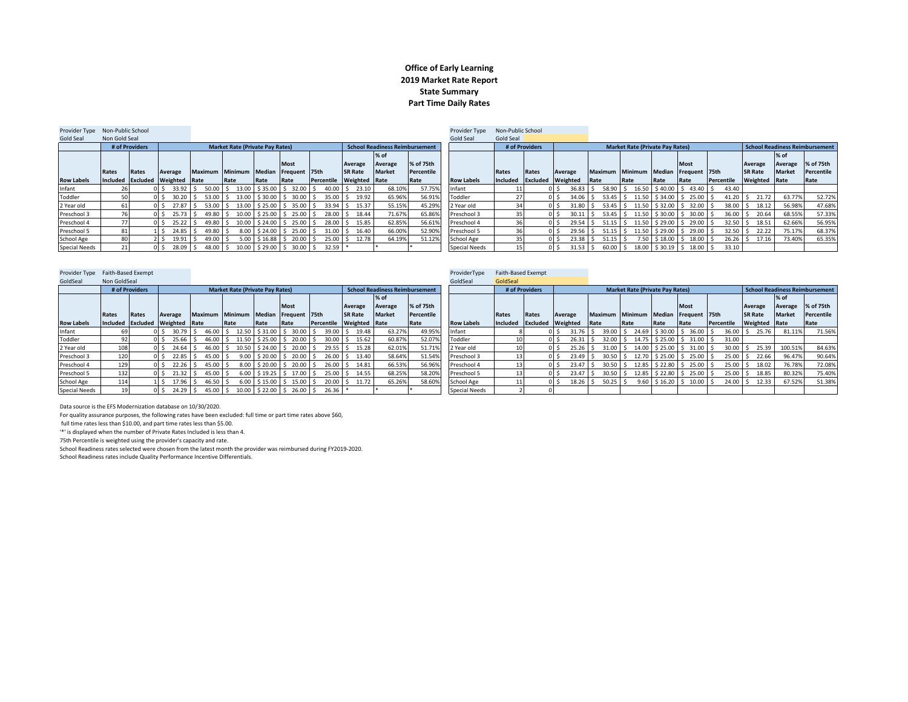**Office of Early Learning**
**2019 Market Rate Report**
**State Summary**
**Part Time Daily Rates**

Provider Type: Non-Public School
Gold Seal: Non Gold Seal

| | # of Providers | | Market Rate (Private Pay Rates) | | | | | | | School Readiness Reimbursement | | |
|---|---|---|---|---|---|---|---|---|---|---|---|---|
| Row Labels | Rates Included | Rates Excluded | Average Weighted | Maximum Rate | Minimum Rate | Median Rate | Most Frequent Rate | 75th Percentile | Average SR Rate Weighted | % of Average Market Rate | % of 75th Percentile Rate |
| Infant | 26 | 0 | $ 33.92 | $ 50.00 | $ 13.00 | $ 35.00 | $ 32.00 | $ 40.00 | $ 23.10 | 68.10% | 57.75% |
| Toddler | 50 | 0 | $ 30.20 | $ 53.00 | $ 13.00 | $ 30.00 | $ 30.00 | $ 35.00 | $ 19.92 | 65.96% | 56.91% |
| 2 Year old | 61 | 0 | $ 27.87 | $ 53.00 | $ 13.00 | $ 25.00 | $ 35.00 | $ 33.94 | $ 15.37 | 55.15% | 45.29% |
| Preschool 3 | 76 | 0 | $ 25.73 | $ 49.80 | $ 10.00 | $ 25.00 | $ 25.00 | $ 28.00 | $ 18.44 | 71.67% | 65.86% |
| Preschool 4 | 77 | 0 | $ 25.22 | $ 49.80 | $ 10.00 | $ 24.00 | $ 25.00 | $ 28.00 | $ 15.85 | 62.85% | 56.61% |
| Preschool 5 | 81 | 1 | $ 24.85 | $ 49.80 | $ 8.00 | $ 24.00 | $ 25.00 | $ 31.00 | $ 16.40 | 66.00% | 52.90% |
| School Age | 80 | 2 | $ 19.91 | $ 49.00 | $ 5.00 | $ 16.88 | $ 20.00 | $ 25.00 | $ 12.78 | 64.19% | 51.12% |
| Special Needs | 21 | 0 | $ 28.09 | $ 48.00 | $ 10.00 | $ 29.00 | $ 30.00 | $ 32.59 | * | * | * |

Provider Type: Non-Public School
Gold Seal: Gold Seal

| | # of Providers | | Market Rate (Private Pay Rates) | | | | | | | School Readiness Reimbursement | | |
|---|---|---|---|---|---|---|---|---|---|---|---|---|
| Row Labels | Rates Included | Rates Excluded | Average Weighted | Maximum Rate | Minimum Rate | Median Rate | Most Frequent Rate | 75th Percentile | Average SR Rate Weighted | % of Average Market Rate | % of 75th Percentile Rate |
| Infant | 11 | 0 | $ 36.83 | $ 58.90 | $ 16.50 | $ 40.00 | $ 43.40 | $ 43.40 | | | |
| Toddler | 27 | 0 | $ 34.06 | $ 53.45 | $ 11.50 | $ 34.00 | $ 25.00 | $ 41.20 | $ 21.72 | 63.77% | 52.72% |
| 2 Year old | 34 | 0 | $ 31.80 | $ 53.45 | $ 11.50 | $ 32.00 | $ 32.00 | $ 38.00 | $ 18.12 | 56.98% | 47.68% |
| Preschool 3 | 35 | 0 | $ 30.11 | $ 53.45 | $ 11.50 | $ 30.00 | $ 30.00 | $ 36.00 | $ 20.64 | 68.55% | 57.33% |
| Preschool 4 | 36 | 0 | $ 29.54 | $ 51.15 | $ 11.50 | $ 29.00 | $ 29.00 | $ 32.50 | $ 18.51 | 62.66% | 56.95% |
| Preschool 5 | 36 | 0 | $ 29.56 | $ 51.15 | $ 11.50 | $ 29.00 | $ 29.00 | $ 32.50 | $ 22.22 | 75.17% | 68.37% |
| School Age | 35 | 0 | $ 23.38 | $ 51.15 | $ 7.50 | $ 18.00 | $ 18.00 | $ 26.26 | $ 17.16 | 73.40% | 65.35% |
| Special Needs | 15 | 0 | $ 31.53 | $ 60.00 | $ 18.00 | $ 30.19 | $ 18.00 | $ 33.10 | | | |

Provider Type: Faith-Based Exempt
GoldSeal: Non GoldSeal

| | # of Providers | | Market Rate (Private Pay Rates) | | | | | | | School Readiness Reimbursement | | |
|---|---|---|---|---|---|---|---|---|---|---|---|---|
| Row Labels | Rates Included | Rates Excluded | Average Weighted | Maximum Rate | Minimum Rate | Median Rate | Most Frequent Rate | 75th Percentile | Average SR Rate Weighted | % of Average Market Rate | % of 75th Percentile Rate |
| Infant | 69 | 0 | $ 30.79 | $ 46.00 | $ 12.50 | $ 31.00 | $ 30.00 | $ 39.00 | $ 19.48 | 63.27% | 49.95% |
| Toddler | 92 | 0 | $ 25.66 | $ 46.00 | $ 11.50 | $ 25.00 | $ 20.00 | $ 30.00 | $ 15.62 | 60.87% | 52.07% |
| 2 Year old | 108 | 0 | $ 24.64 | $ 46.00 | $ 10.50 | $ 24.00 | $ 20.00 | $ 29.55 | $ 15.28 | 62.01% | 51.71% |
| Preschool 3 | 120 | 0 | $ 22.85 | $ 45.00 | $ 9.00 | $ 20.00 | $ 20.00 | $ 26.00 | $ 13.40 | 58.64% | 51.54% |
| Preschool 4 | 129 | 0 | $ 22.26 | $ 45.00 | $ 8.00 | $ 20.00 | $ 20.00 | $ 26.00 | $ 14.81 | 66.53% | 56.96% |
| Preschool 5 | 132 | 0 | $ 21.32 | $ 45.00 | $ 6.00 | $ 19.25 | $ 17.00 | $ 25.00 | $ 14.55 | 68.25% | 58.20% |
| School Age | 114 | 1 | $ 17.96 | $ 46.50 | $ 6.00 | $ 15.00 | $ 15.00 | $ 20.00 | $ 11.72 | 65.26% | 58.60% |
| Special Needs | 19 | 0 | $ 24.29 | $ 45.00 | $ 10.00 | $ 22.00 | $ 26.00 | $ 26.36 | * | * | * |

ProviderType: Faith-Based Exempt
GoldSeal: GoldSeal

| | # of Providers | | Market Rate (Private Pay Rates) | | | | | | | School Readiness Reimbursement | | |
|---|---|---|---|---|---|---|---|---|---|---|---|---|
| Row Labels | Rates Included | Rates Excluded | Average Weighted | Maximum Rate | Minimum Rate | Median Rate | Most Frequent Rate | 75th Percentile | Average SR Rate Weighted | % of Average Market Rate | % of 75th Percentile Rate |
| Infant | 8 | 0 | $ 31.76 | $ 39.00 | $ 24.69 | $ 30.00 | $ 36.00 | $ 36.00 | $ 25.76 | 81.11% | 71.56% |
| Toddler | 10 | 0 | $ 26.31 | $ 32.00 | $ 14.75 | $ 25.00 | $ 31.00 | $ 31.00 | | | |
| 2 Year old | 10 | 0 | $ 25.26 | $ 31.00 | $ 14.00 | $ 25.00 | $ 31.00 | $ 30.00 | $ 25.39 | 100.51% | 84.63% |
| Preschool 3 | 13 | 0 | $ 23.49 | $ 30.50 | $ 12.70 | $ 25.00 | $ 25.00 | $ 25.00 | $ 22.66 | 96.47% | 90.64% |
| Preschool 4 | 13 | 0 | $ 23.47 | $ 30.50 | $ 12.85 | $ 22.80 | $ 25.00 | $ 25.00 | $ 18.02 | 76.78% | 72.08% |
| Preschool 5 | 13 | 0 | $ 23.47 | $ 30.50 | $ 12.85 | $ 22.80 | $ 25.00 | $ 25.00 | $ 18.85 | 80.32% | 75.40% |
| School Age | 11 | 0 | $ 18.26 | $ 50.25 | $ 9.60 | $ 16.20 | $ 10.00 | $ 24.00 | $ 12.33 | 67.52% | 51.38% |
| Special Needs | 2 | 0 | | | | | | | | | |

Data source is the EFS Modernization database on 10/30/2020.
For quality assurance purposes, the following rates have been excluded: full time or part time rates above $60,
full time rates less than $10.00, and part time rates less than $5.00.
'*' is displayed when the number of Private Rates Included is less than 4.
75th Percentile is weighted using the provider's capacity and rate.
School Readiness rates selected were chosen from the latest month the provider was reimbursed during FY2019-2020.
School Readiness rates include Quality Performance Incentive Differentials.